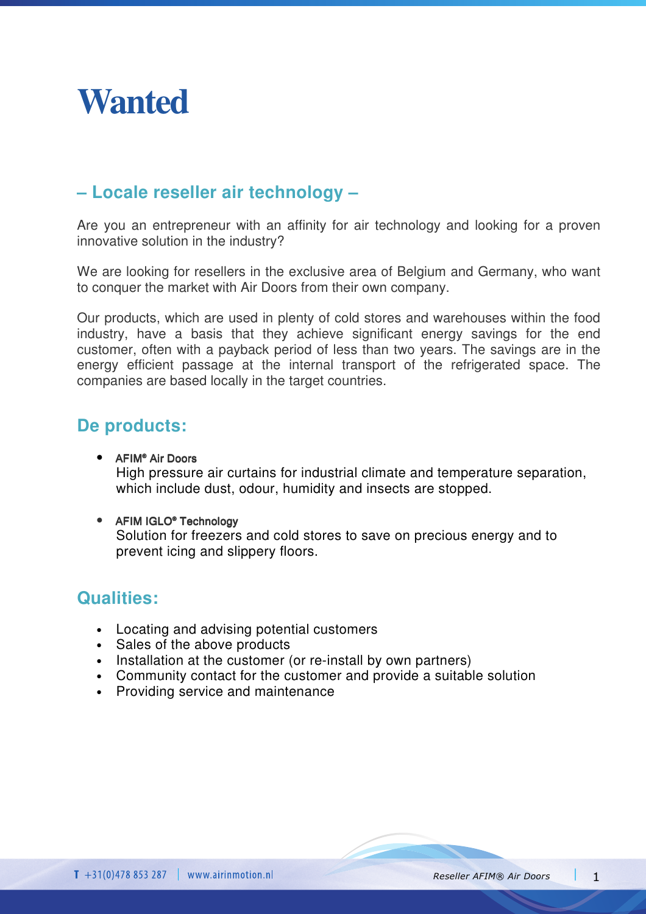# Wanted

## – Locale reseller air technology –

Are you an entrepreneur with an affinity for air technology and looking for a proven innovative solution in the industry?

We are looking for resellers in the exclusive area of Belgium and Germany, who want to conquer the market with Air Doors from their own company.

Our products, which are used in plenty of cold stores and warehouses within the food industry, have a basis that they achieve significant energy savings for the end customer, often with a payback period of less than two years. The savings are in the energy efficient passage at the internal transport of the refrigerated space. The companies are based locally in the target countries.

## De products:

- **AFIM® Air Doors**
  High pressure air curtains for industrial climate and temperature separation, which include dust, odour, humidity and insects are stopped.

- **AFIM IGLO® Technology**
  Solution for freezers and cold stores to save on precious energy and to prevent icing and slippery floors.

## Qualities:

- Locating and advising potential customers
- Sales of the above products
- Installation at the customer (or re-install by own partners)
- Community contact for the customer and provide a suitable solution
- Providing service and maintenance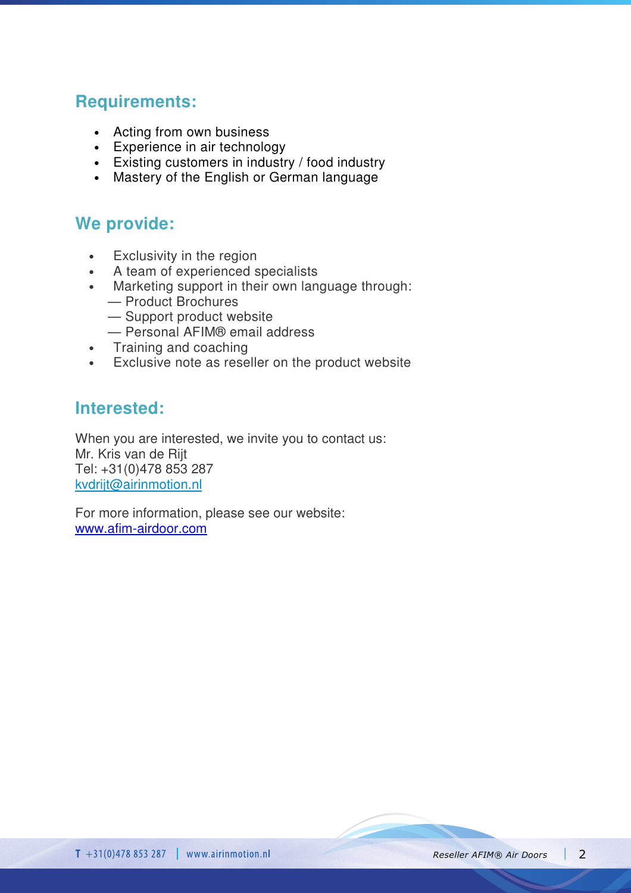## Requirements:

- Acting from own business
- Experience in air technology
- Existing customers in industry / food industry
- Mastery of the English or German language

## We provide:

- Exclusivity in the region
- A team of experienced specialists
- Marketing support in their own language through:
  — Product Brochures
  — Support product website
  — Personal AFIM® email address
- Training and coaching
- Exclusive note as reseller on the product website

## Interested:

When you are interested, we invite you to contact us:
Mr. Kris van de Rijt
Tel: +31(0)478 853 287
kvdrijt@airinmotion.nl

For more information, please see our website:
www.afim-airdoor.com